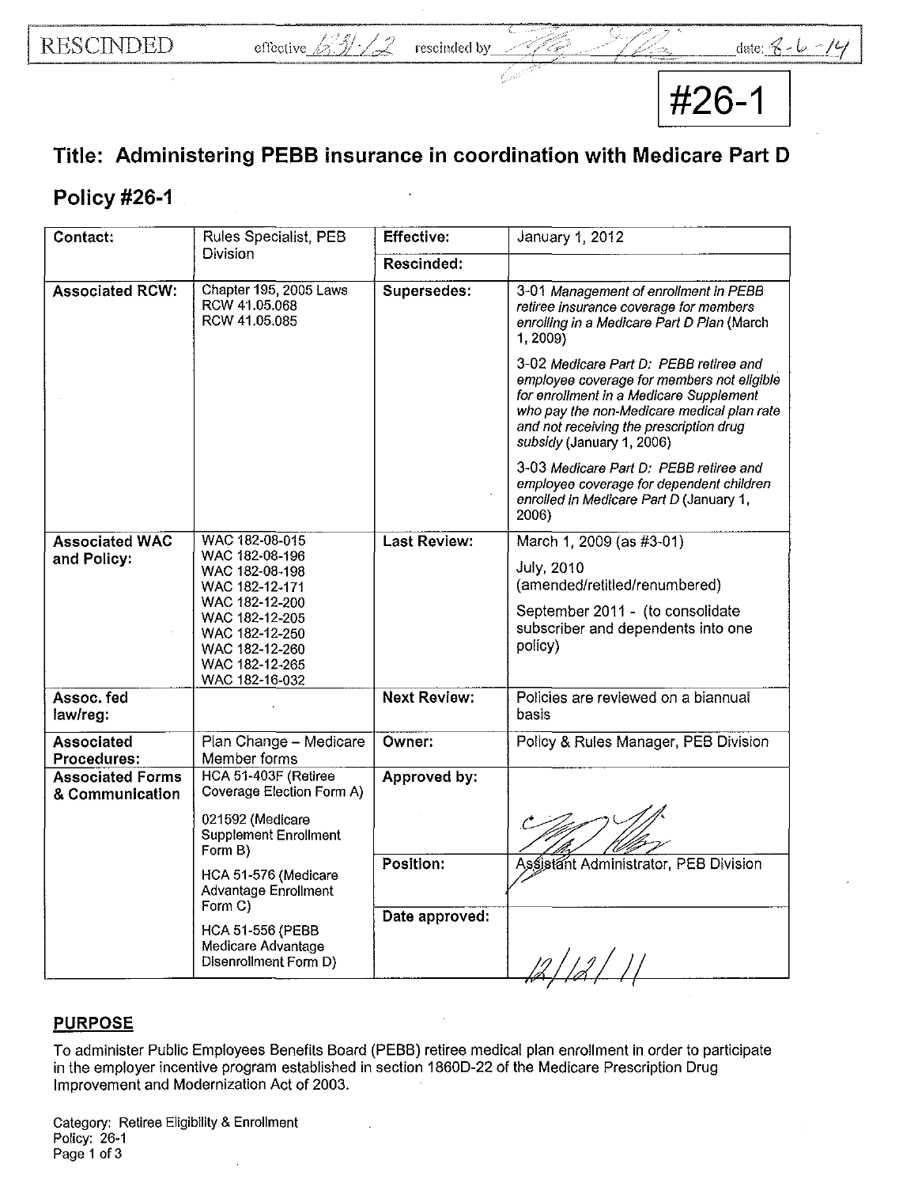RESCINDED effective 1-31-12 rescinded by [signature] date: 8-6-14

#26-1

# Title: Administering PEBB insurance in coordination with Medicare Part D

## Policy #26-1

| Contact: | Rules Specialist, PEB Division | Effective: | January 1, 2012 |
|---|---|---|---|
| | | Rescinded: | |
| Associated RCW: | Chapter 195, 2005 Laws<br>RCW 41.05.068<br>RCW 41.05.085 | Supersedes: | 3-01 *Management of enrollment in PEBB retiree insurance coverage for members enrolling in a Medicare Part D Plan* (March 1, 2009)<br><br>3-02 *Medicare Part D: PEBB retiree and employee coverage for members not eligible for enrollment in a Medicare Supplement who pay the non-Medicare medical plan rate and not receiving the prescription drug subsidy* (January 1, 2006)<br><br>3-03 *Medicare Part D: PEBB retiree and employee coverage for dependent children enrolled in Medicare Part D* (January 1, 2006) |
| Associated WAC and Policy: | WAC 182-08-015<br>WAC 182-08-196<br>WAC 182-08-198<br>WAC 182-12-171<br>WAC 182-12-200<br>WAC 182-12-205<br>WAC 182-12-250<br>WAC 182-12-260<br>WAC 182-12-265<br>WAC 182-16-032 | Last Review: | March 1, 2009 (as #3-01)<br><br>July, 2010 (amended/retitled/renumbered)<br><br>September 2011 - (to consolidate subscriber and dependents into one policy) |
| Assoc. fed law/reg: | | Next Review: | Policies are reviewed on a biannual basis |
| Associated Procedures: | Plan Change – Medicare Member forms | Owner: | Policy & Rules Manager, PEB Division |
| Associated Forms & Communication | HCA 51-403F (Retiree Coverage Election Form A)<br><br>021592 (Medicare Supplement Enrollment Form B)<br><br>HCA 51-576 (Medicare Advantage Enrollment Form C)<br><br>HCA 51-556 (PEBB Medicare Advantage Disenrollment Form D) | Approved by: | [signature] |
| | | Position: | Assistant Administrator, PEB Division |
| | | Date approved: | 12/12/11 |

## PURPOSE

To administer Public Employees Benefits Board (PEBB) retiree medical plan enrollment in order to participate in the employer incentive program established in section 1860D-22 of the Medicare Prescription Drug Improvement and Modernization Act of 2003.

Category: Retiree Eligibility & Enrollment
Policy: 26-1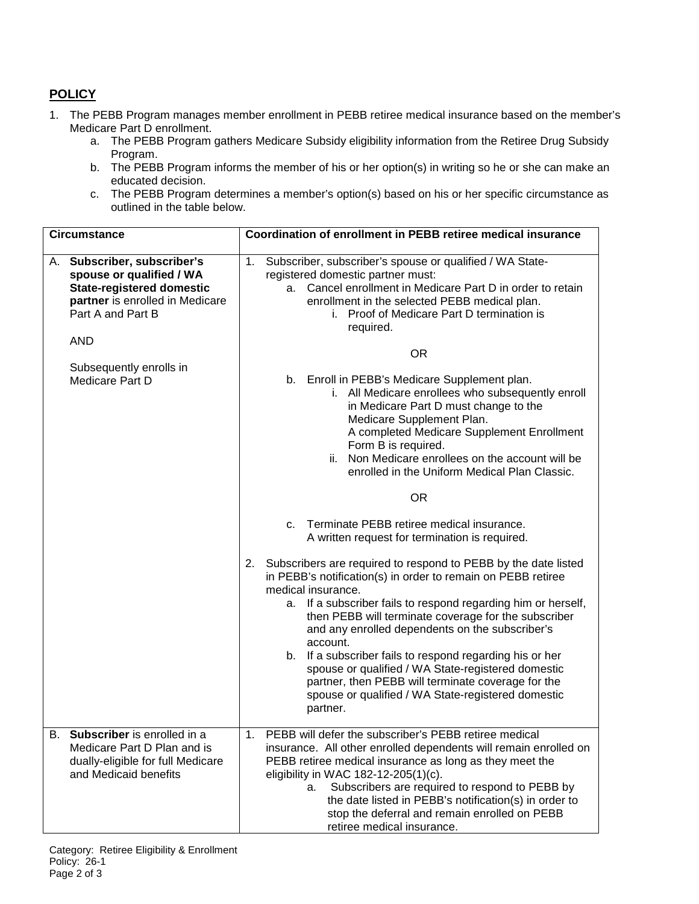## POLICY

1. The PEBB Program manages member enrollment in PEBB retiree medical insurance based on the member's Medicare Part D enrollment.
   a. The PEBB Program gathers Medicare Subsidy eligibility information from the Retiree Drug Subsidy Program.
   b. The PEBB Program informs the member of his or her option(s) in writing so he or she can make an educated decision.
   c. The PEBB Program determines a member's option(s) based on his or her specific circumstance as outlined in the table below.

| Circumstance | Coordination of enrollment in PEBB retiree medical insurance |
|---|---|
| A. **Subscriber, subscriber's spouse or qualified / WA State-registered domestic partner** is enrolled in Medicare Part A and Part B<br><br>AND<br><br>Subsequently enrolls in Medicare Part D | 1. Subscriber, subscriber's spouse or qualified / WA State-registered domestic partner must:<br>a. Cancel enrollment in Medicare Part D in order to retain enrollment in the selected PEBB medical plan.<br>i. Proof of Medicare Part D termination is required.<br><br>OR<br><br>b. Enroll in PEBB's Medicare Supplement plan.<br>i. All Medicare enrollees who subsequently enroll in Medicare Part D must change to the Medicare Supplement Plan. A completed Medicare Supplement Enrollment Form B is required.<br>ii. Non Medicare enrollees on the account will be enrolled in the Uniform Medical Plan Classic.<br><br>OR<br><br>c. Terminate PEBB retiree medical insurance. A written request for termination is required.<br><br>2. Subscribers are required to respond to PEBB by the date listed in PEBB's notification(s) in order to remain on PEBB retiree medical insurance.<br>a. If a subscriber fails to respond regarding him or herself, then PEBB will terminate coverage for the subscriber and any enrolled dependents on the subscriber's account.<br>b. If a subscriber fails to respond regarding his or her spouse or qualified / WA State-registered domestic partner, then PEBB will terminate coverage for the spouse or qualified / WA State-registered domestic partner. |
| B. **Subscriber** is enrolled in a Medicare Part D Plan and is dually-eligible for full Medicare and Medicaid benefits | 1. PEBB will defer the subscriber's PEBB retiree medical insurance. All other enrolled dependents will remain enrolled on PEBB retiree medical insurance as long as they meet the eligibility in WAC 182-12-205(1)(c).<br>a. Subscribers are required to respond to PEBB by the date listed in PEBB's notification(s) in order to stop the deferral and remain enrolled on PEBB retiree medical insurance. |

Category: Retiree Eligibility & Enrollment
Policy: 26-1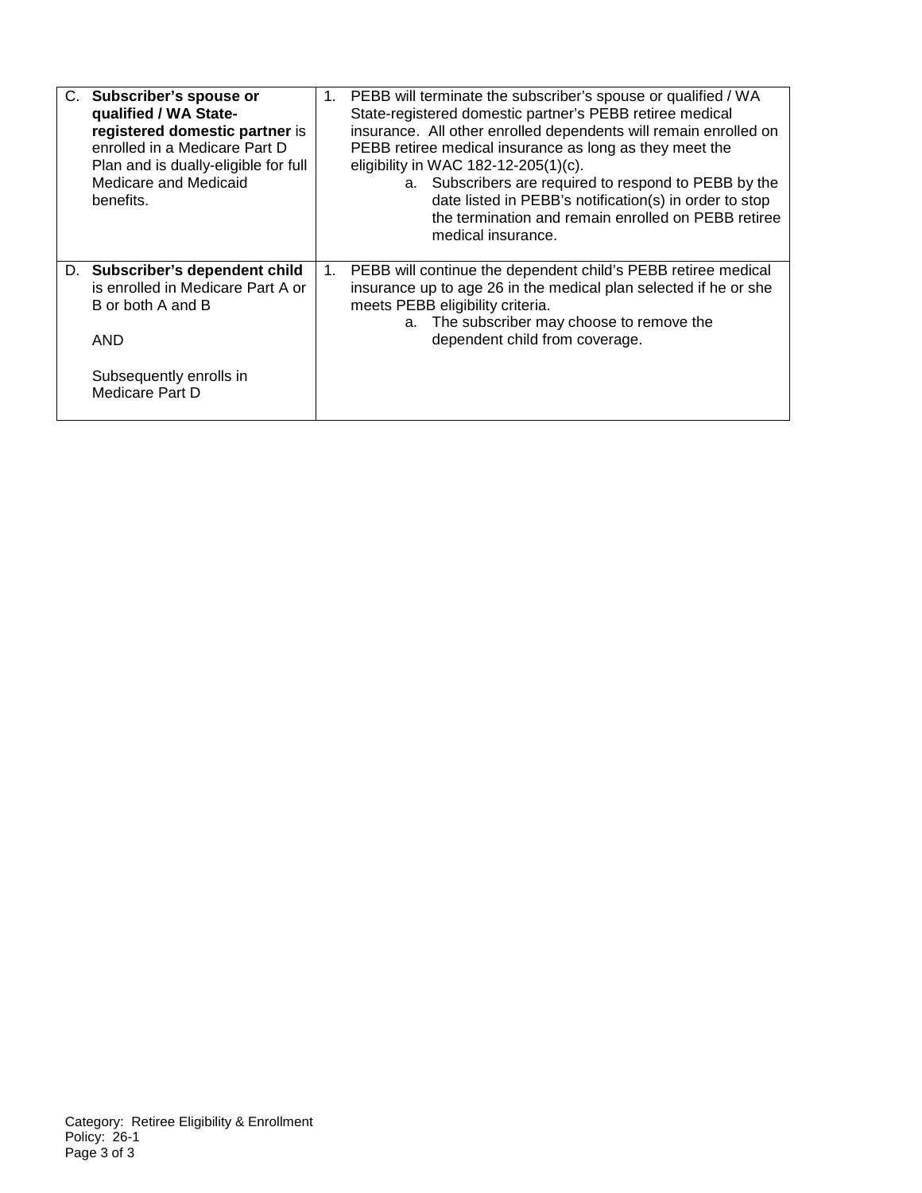| | |
|---|---|
| C. **Subscriber's spouse or qualified / WA State-registered domestic partner** is enrolled in a Medicare Part D Plan and is dually-eligible for full Medicare and Medicaid benefits. | 1. PEBB will terminate the subscriber's spouse or qualified / WA State-registered domestic partner's PEBB retiree medical insurance. All other enrolled dependents will remain enrolled on PEBB retiree medical insurance as long as they meet the eligibility in WAC 182-12-205(1)(c).<br>a. Subscribers are required to respond to PEBB by the date listed in PEBB's notification(s) in order to stop the termination and remain enrolled on PEBB retiree medical insurance. |
| D. **Subscriber's dependent child** is enrolled in Medicare Part A or B or both A and B<br><br>AND<br><br>Subsequently enrolls in Medicare Part D | 1. PEBB will continue the dependent child's PEBB retiree medical insurance up to age 26 in the medical plan selected if he or she meets PEBB eligibility criteria.<br>a. The subscriber may choose to remove the dependent child from coverage. |

Category: Retiree Eligibility & Enrollment
Policy: 26-1